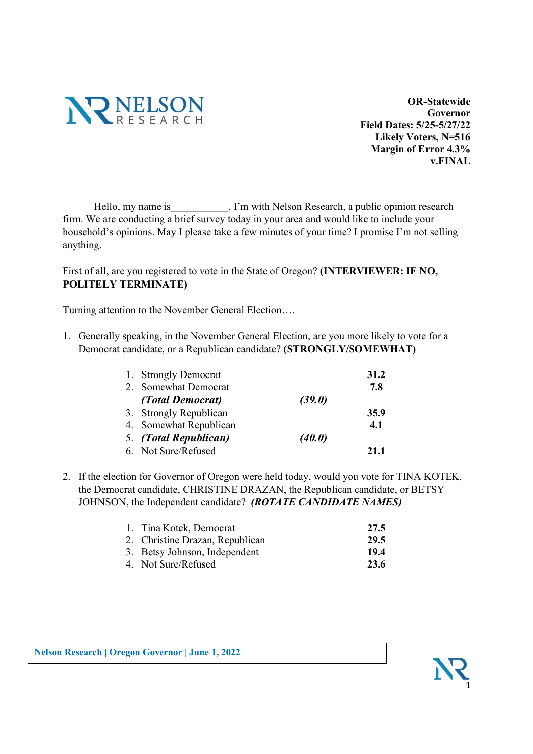**OR-Statewide**
**Governor**
**Field Dates: 5/25-5/27/22**
**Likely Voters, N=516**
**Margin of Error 4.3%**
**v.FINAL**

Hello, my name is\_\_\_\_\_\_\_\_\_\_\_. I'm with Nelson Research, a public opinion research firm. We are conducting a brief survey today in your area and would like to include your household's opinions. May I please take a few minutes of your time? I promise I'm not selling anything.

First of all, are you registered to vote in the State of Oregon? **(INTERVIEWER: IF NO, POLITELY TERMINATE)**

Turning attention to the November General Election….

1. Generally speaking, in the November General Election, are you more likely to vote for a Democrat candidate, or a Republican candidate? **(STRONGLY/SOMEWHAT)**

| | | |
|---|---|---|
| 1. Strongly Democrat | | **31.2** |
| 2. Somewhat Democrat | | **7.8** |
| ***(Total Democrat)*** | ***(39.0)*** | |
| 3. Strongly Republican | | **35.9** |
| 4. Somewhat Republican | | **4.1** |
| 5. ***(Total Republican)*** | ***(40.0)*** | |
| 6. Not Sure/Refused | | **21.1** |

2. If the election for Governor of Oregon were held today, would you vote for TINA KOTEK, the Democrat candidate, CHRISTINE DRAZAN, the Republican candidate, or BETSY JOHNSON, the Independent candidate? ***(ROTATE CANDIDATE NAMES)***

| | |
|---|---|
| 1. Tina Kotek, Democrat | **27.5** |
| 2. Christine Drazan, Republican | **29.5** |
| 3. Betsy Johnson, Independent | **19.4** |
| 4. Not Sure/Refused | **23.6** |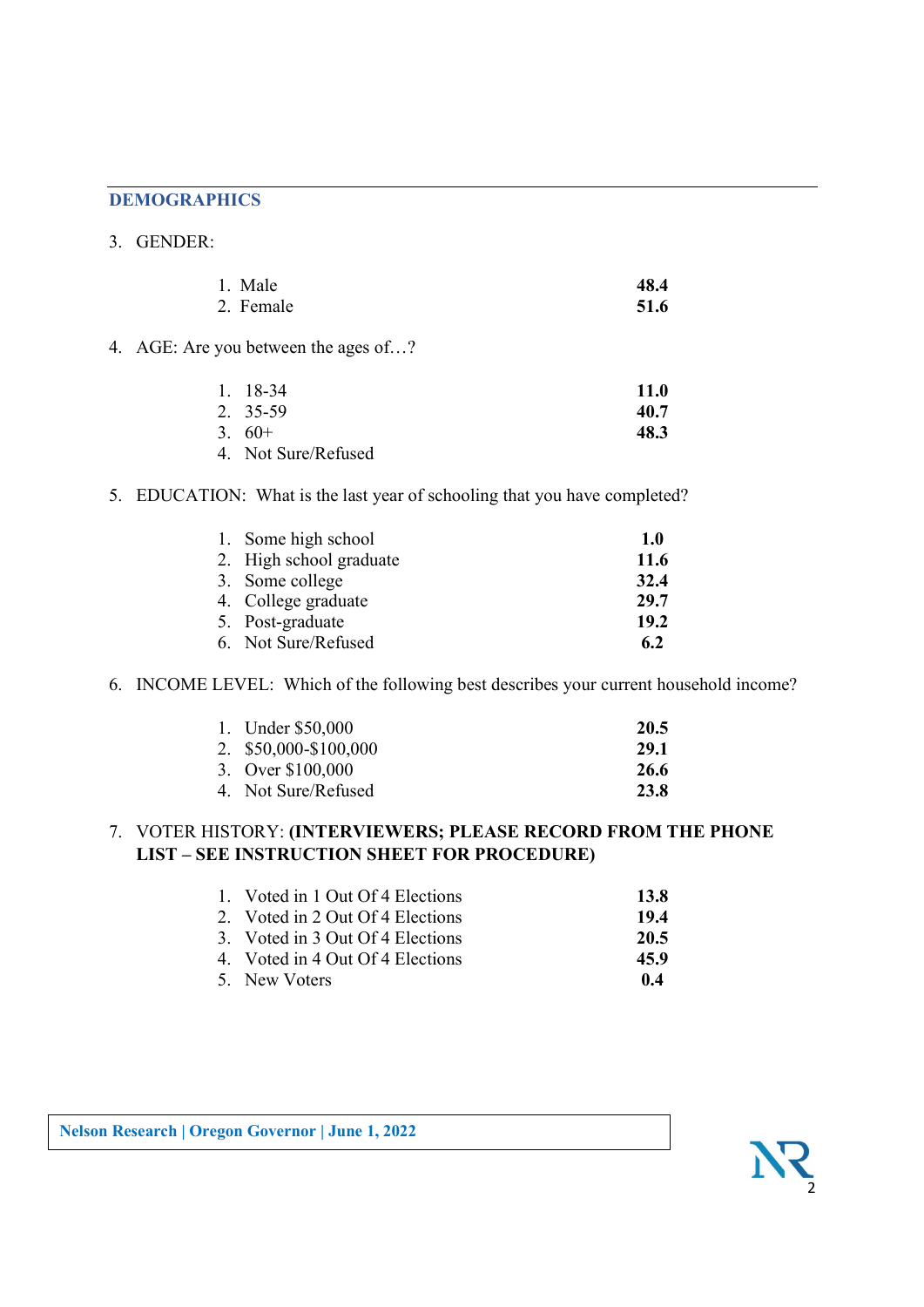## DEMOGRAPHICS

3. GENDER:

| | | |
|---|---|---|
| 1. | Male | **48.4** |
| 2. | Female | **51.6** |

4. AGE: Are you between the ages of…?

| | | |
|---|---|---|
| 1. | 18-34 | **11.0** |
| 2. | 35-59 | **40.7** |
| 3. | 60+ | **48.3** |
| 4. | Not Sure/Refused | |

5. EDUCATION: What is the last year of schooling that you have completed?

| | | |
|---|---|---|
| 1. | Some high school | **1.0** |
| 2. | High school graduate | **11.6** |
| 3. | Some college | **32.4** |
| 4. | College graduate | **29.7** |
| 5. | Post-graduate | **19.2** |
| 6. | Not Sure/Refused | **6.2** |

6. INCOME LEVEL: Which of the following best describes your current household income?

| | | |
|---|---|---|
| 1. | Under $50,000 | **20.5** |
| 2. | $50,000-$100,000 | **29.1** |
| 3. | Over $100,000 | **26.6** |
| 4. | Not Sure/Refused | **23.8** |

7. VOTER HISTORY: **(INTERVIEWERS; PLEASE RECORD FROM THE PHONE LIST – SEE INSTRUCTION SHEET FOR PROCEDURE)**

| | | |
|---|---|---|
| 1. | Voted in 1 Out Of 4 Elections | **13.8** |
| 2. | Voted in 2 Out Of 4 Elections | **19.4** |
| 3. | Voted in 3 Out Of 4 Elections | **20.5** |
| 4. | Voted in 4 Out Of 4 Elections | **45.9** |
| 5. | New Voters | **0.4** |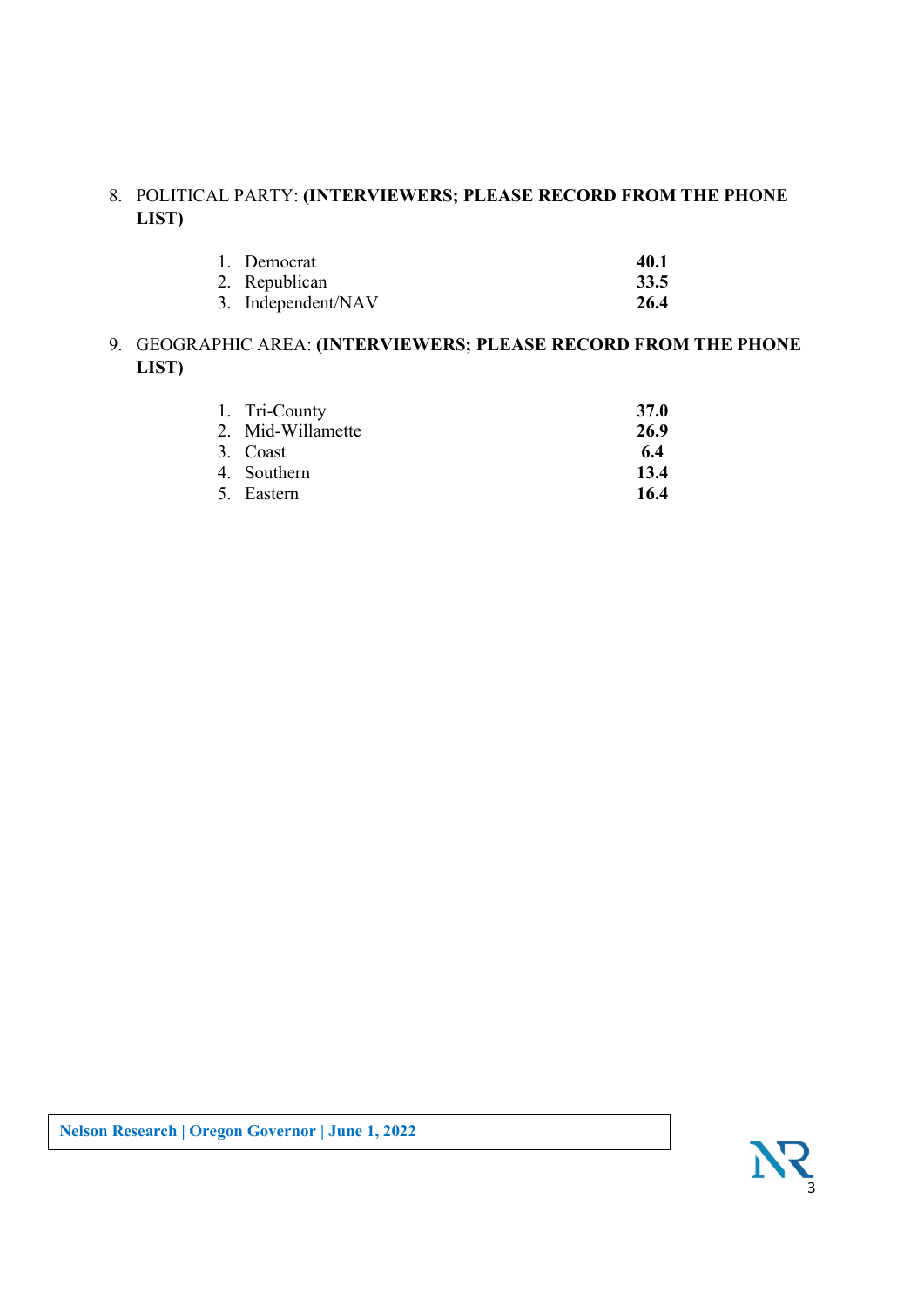8. POLITICAL PARTY: **(INTERVIEWERS; PLEASE RECORD FROM THE PHONE LIST)**

| | |
|---|---|
| 1. Democrat | **40.1** |
| 2. Republican | **33.5** |
| 3. Independent/NAV | **26.4** |

9. GEOGRAPHIC AREA: **(INTERVIEWERS; PLEASE RECORD FROM THE PHONE LIST)**

| | |
|---|---|
| 1. Tri-County | **37.0** |
| 2. Mid-Willamette | **26.9** |
| 3. Coast | **6.4** |
| 4. Southern | **13.4** |
| 5. Eastern | **16.4** |